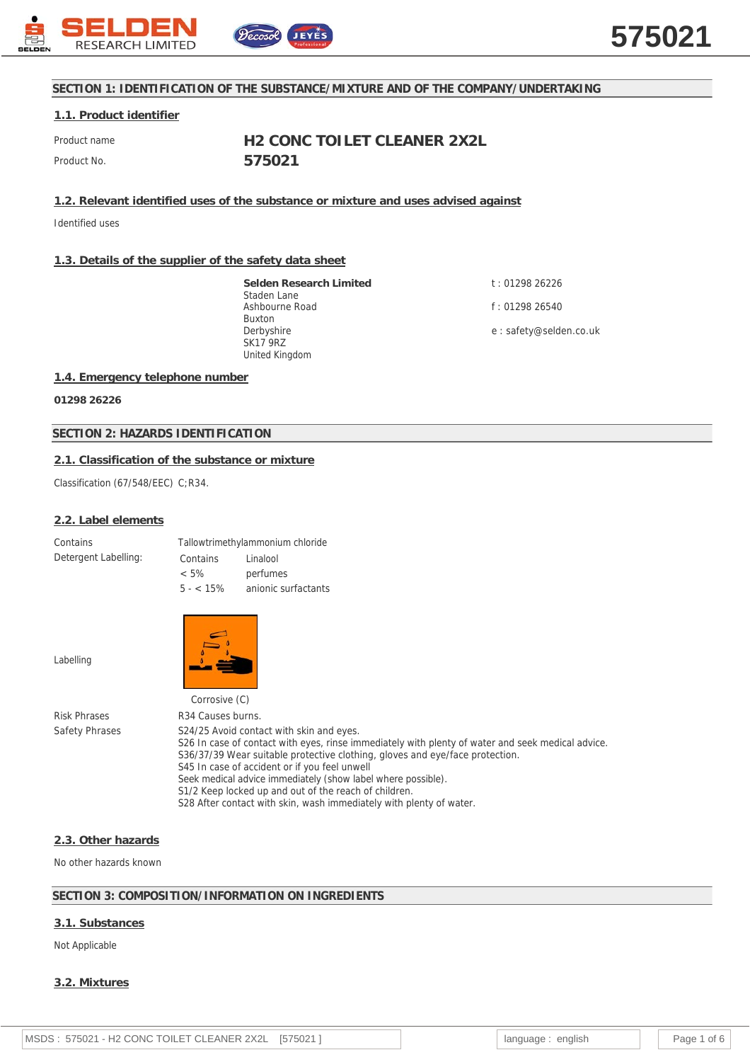## SECTION 1: IDENTIFICATION OF THE SUBSTANCE/MIXTURE AND OF THE COMPANY/UNDERTAKING

### 1.1. Product identifier

| | |
|---|---|
| Product name | **H2 CONC TOILET CLEANER 2X2L** |
| Product No. | **575021** |

### 1.2. Relevant identified uses of the substance or mixture and uses advised against

Identified uses

### 1.3. Details of the supplier of the safety data sheet

**Selden Research Limited**
Staden Lane
Ashbourne Road
Buxton
Derbyshire
SK17 9RZ
United Kingdom

t : 01298 26226
f : 01298 26540
e : safety@selden.co.uk

### 1.4. Emergency telephone number

**01298 26226**

## SECTION 2: HAZARDS IDENTIFICATION

### 2.1. Classification of the substance or mixture

Classification (67/548/EEC) C;R34.

### 2.2. Label elements

| | | |
|---|---|---|
| Contains | Tallowtrimethylammonium chloride | |
| Detergent Labelling: | Contains | Linalool |
| | < 5% | perfumes |
| | 5 - < 15% | anionic surfactants |

Labelling

Corrosive (C)

Risk Phrases
R34 Causes burns.

Safety Phrases
S24/25 Avoid contact with skin and eyes.
S26 In case of contact with eyes, rinse immediately with plenty of water and seek medical advice.
S36/37/39 Wear suitable protective clothing, gloves and eye/face protection.
S45 In case of accident or if you feel unwell
Seek medical advice immediately (show label where possible).
S1/2 Keep locked up and out of the reach of children.
S28 After contact with skin, wash immediately with plenty of water.

### 2.3. Other hazards

No other hazards known

## SECTION 3: COMPOSITION/INFORMATION ON INGREDIENTS

### 3.1. Substances

Not Applicable

### 3.2. Mixtures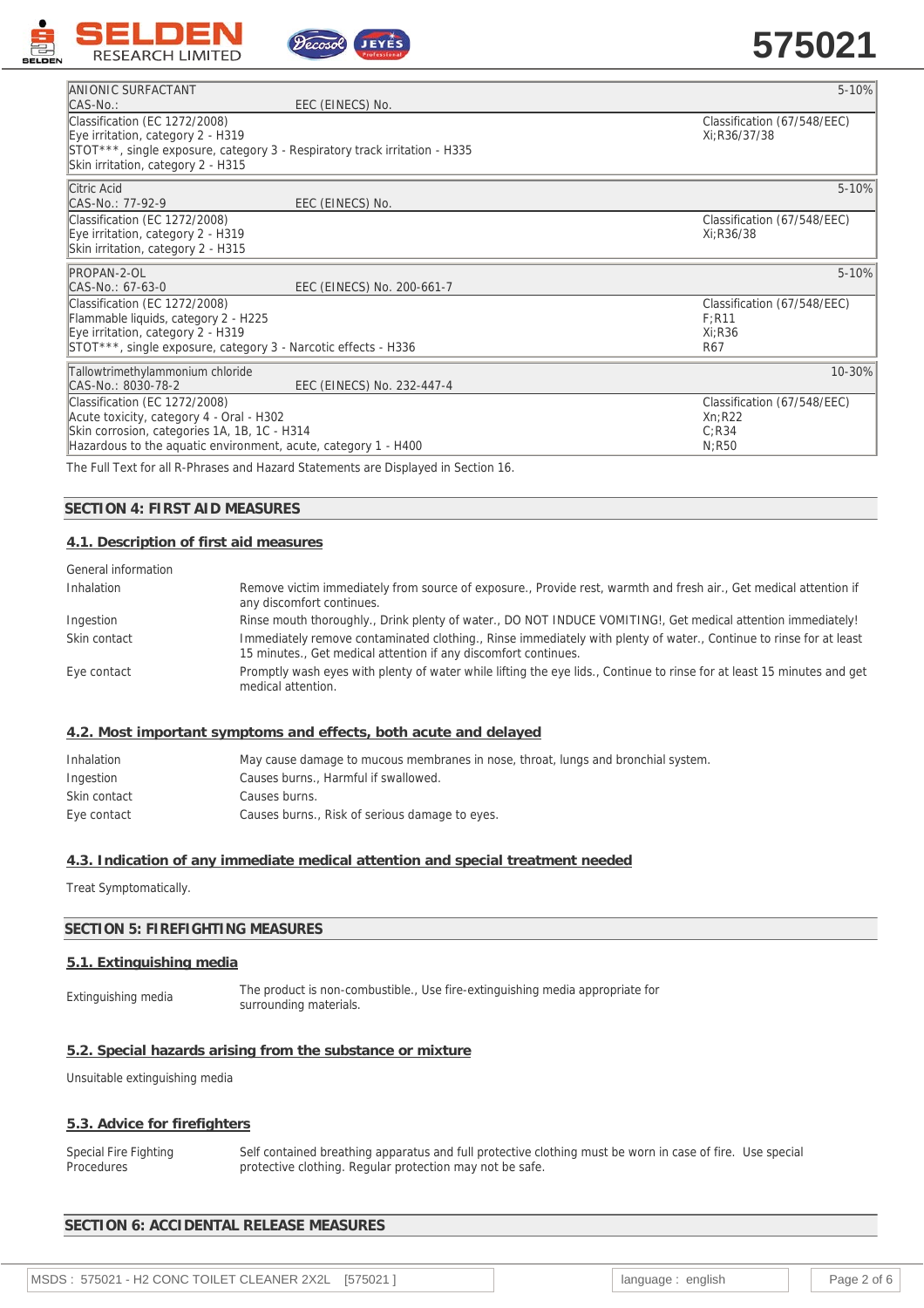| | | |
|---|---|---|
| ANIONIC SURFACTANT | | 5-10% |
| CAS-No.: | EEC (EINECS) No. | |
| Classification (EC 1272/2008)<br>Eye irritation, category 2 - H319<br>STOT***, single exposure, category 3 - Respiratory track irritation - H335<br>Skin irritation, category 2 - H315 | | Classification (67/548/EEC)<br>Xi;R36/37/38 |

| | | |
|---|---|---|
| Citric Acid | | 5-10% |
| CAS-No.: 77-92-9 | EEC (EINECS) No. | |
| Classification (EC 1272/2008)<br>Eye irritation, category 2 - H319<br>Skin irritation, category 2 - H315 | | Classification (67/548/EEC)<br>Xi;R36/38 |

| | | |
|---|---|---|
| PROPAN-2-OL | | 5-10% |
| CAS-No.: 67-63-0 | EEC (EINECS) No. 200-661-7 | |
| Classification (EC 1272/2008)<br>Flammable liquids, category 2 - H225<br>Eye irritation, category 2 - H319<br>STOT***, single exposure, category 3 - Narcotic effects - H336 | | Classification (67/548/EEC)<br>F;R11<br>Xi;R36<br>R67 |

| | | |
|---|---|---|
| Tallowtrimethylammonium chloride | | 10-30% |
| CAS-No.: 8030-78-2 | EEC (EINECS) No. 232-447-4 | |
| Classification (EC 1272/2008)<br>Acute toxicity, category 4 - Oral - H302<br>Skin corrosion, categories 1A, 1B, 1C - H314<br>Hazardous to the aquatic environment, acute, category 1 - H400 | | Classification (67/548/EEC)<br>Xn;R22<br>C;R34<br>N;R50 |

The Full Text for all R-Phrases and Hazard Statements are Displayed in Section 16.

## SECTION 4: FIRST AID MEASURES

### 4.1. Description of first aid measures

| | |
|---|---|
| General information | |
| Inhalation | Remove victim immediately from source of exposure., Provide rest, warmth and fresh air., Get medical attention if any discomfort continues. |
| Ingestion | Rinse mouth thoroughly., Drink plenty of water., DO NOT INDUCE VOMITING!, Get medical attention immediately! |
| Skin contact | Immediately remove contaminated clothing., Rinse immediately with plenty of water., Continue to rinse for at least 15 minutes., Get medical attention if any discomfort continues. |
| Eye contact | Promptly wash eyes with plenty of water while lifting the eye lids., Continue to rinse for at least 15 minutes and get medical attention. |

### 4.2. Most important symptoms and effects, both acute and delayed

| | |
|---|---|
| Inhalation | May cause damage to mucous membranes in nose, throat, lungs and bronchial system. |
| Ingestion | Causes burns., Harmful if swallowed. |
| Skin contact | Causes burns. |
| Eye contact | Causes burns., Risk of serious damage to eyes. |

### 4.3. Indication of any immediate medical attention and special treatment needed

Treat Symptomatically.

## SECTION 5: FIREFIGHTING MEASURES

### 5.1. Extinguishing media

| | |
|---|---|
| Extinguishing media | The product is non-combustible., Use fire-extinguishing media appropriate for surrounding materials. |

### 5.2. Special hazards arising from the substance or mixture

Unsuitable extinguishing media

### 5.3. Advice for firefighters

| | |
|---|---|
| Special Fire Fighting Procedures | Self contained breathing apparatus and full protective clothing must be worn in case of fire. Use special protective clothing. Regular protection may not be safe. |

## SECTION 6: ACCIDENTAL RELEASE MEASURES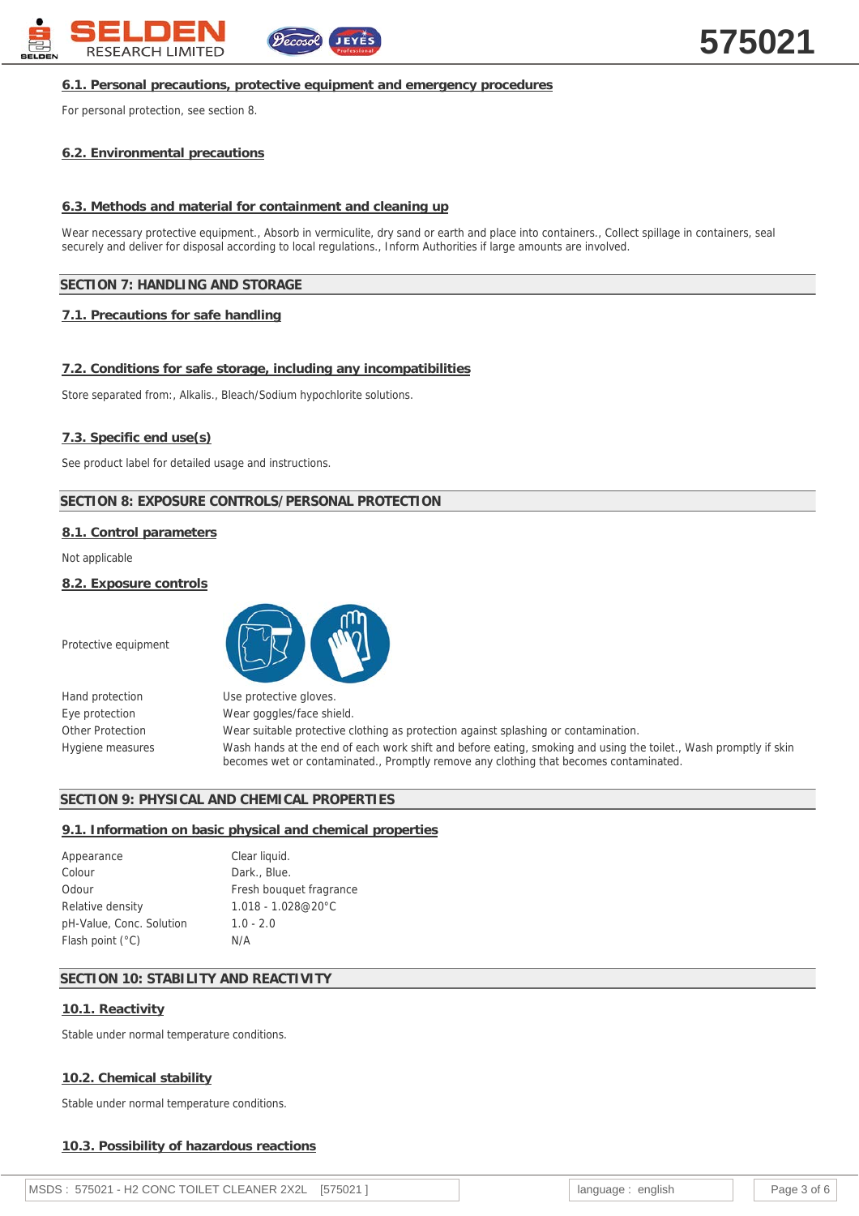### 6.1. Personal precautions, protective equipment and emergency procedures

For personal protection, see section 8.

### 6.2. Environmental precautions

### 6.3. Methods and material for containment and cleaning up

Wear necessary protective equipment., Absorb in vermiculite, dry sand or earth and place into containers., Collect spillage in containers, seal securely and deliver for disposal according to local regulations., Inform Authorities if large amounts are involved.

## SECTION 7: HANDLING AND STORAGE

### 7.1. Precautions for safe handling

### 7.2. Conditions for safe storage, including any incompatibilities

Store separated from:, Alkalis., Bleach/Sodium hypochlorite solutions.

### 7.3. Specific end use(s)

See product label for detailed usage and instructions.

## SECTION 8: EXPOSURE CONTROLS/PERSONAL PROTECTION

### 8.1. Control parameters

Not applicable

### 8.2. Exposure controls

Protective equipment

| | |
|---|---|
| Hand protection | Use protective gloves. |
| Eye protection | Wear goggles/face shield. |
| Other Protection | Wear suitable protective clothing as protection against splashing or contamination. |
| Hygiene measures | Wash hands at the end of each work shift and before eating, smoking and using the toilet., Wash promptly if skin becomes wet or contaminated., Promptly remove any clothing that becomes contaminated. |

## SECTION 9: PHYSICAL AND CHEMICAL PROPERTIES

### 9.1. Information on basic physical and chemical properties

| | |
|---|---|
| Appearance | Clear liquid. |
| Colour | Dark., Blue. |
| Odour | Fresh bouquet fragrance |
| Relative density | 1.018 - 1.028@20°C |
| pH-Value, Conc. Solution | 1.0 - 2.0 |
| Flash point (°C) | N/A |

## SECTION 10: STABILITY AND REACTIVITY

### 10.1. Reactivity

Stable under normal temperature conditions.

### 10.2. Chemical stability

Stable under normal temperature conditions.

### 10.3. Possibility of hazardous reactions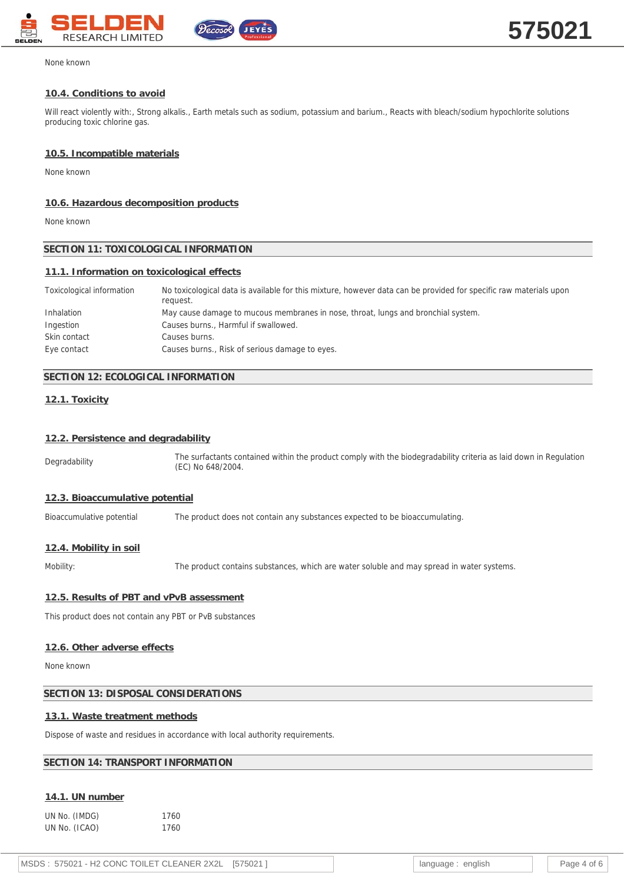None known

### 10.4. Conditions to avoid

Will react violently with:, Strong alkalis., Earth metals such as sodium, potassium and barium., Reacts with bleach/sodium hypochlorite solutions producing toxic chlorine gas.

### 10.5. Incompatible materials

None known

### 10.6. Hazardous decomposition products

None known

## SECTION 11: TOXICOLOGICAL INFORMATION

### 11.1. Information on toxicological effects

| | |
|---|---|
| Toxicological information | No toxicological data is available for this mixture, however data can be provided for specific raw materials upon request. |
| Inhalation | May cause damage to mucous membranes in nose, throat, lungs and bronchial system. |
| Ingestion | Causes burns., Harmful if swallowed. |
| Skin contact | Causes burns. |
| Eye contact | Causes burns., Risk of serious damage to eyes. |

## SECTION 12: ECOLOGICAL INFORMATION

### 12.1. Toxicity

### 12.2. Persistence and degradability

| | |
|---|---|
| Degradability | The surfactants contained within the product comply with the biodegradability criteria as laid down in Regulation (EC) No 648/2004. |

### 12.3. Bioaccumulative potential

| | |
|---|---|
| Bioaccumulative potential | The product does not contain any substances expected to be bioaccumulating. |

### 12.4. Mobility in soil

| | |
|---|---|
| Mobility: | The product contains substances, which are water soluble and may spread in water systems. |

### 12.5. Results of PBT and vPvB assessment

This product does not contain any PBT or PvB substances

### 12.6. Other adverse effects

None known

## SECTION 13: DISPOSAL CONSIDERATIONS

### 13.1. Waste treatment methods

Dispose of waste and residues in accordance with local authority requirements.

## SECTION 14: TRANSPORT INFORMATION

### 14.1. UN number

| | |
|---|---|
| UN No. (IMDG) | 1760 |
| UN No. (ICAO) | 1760 |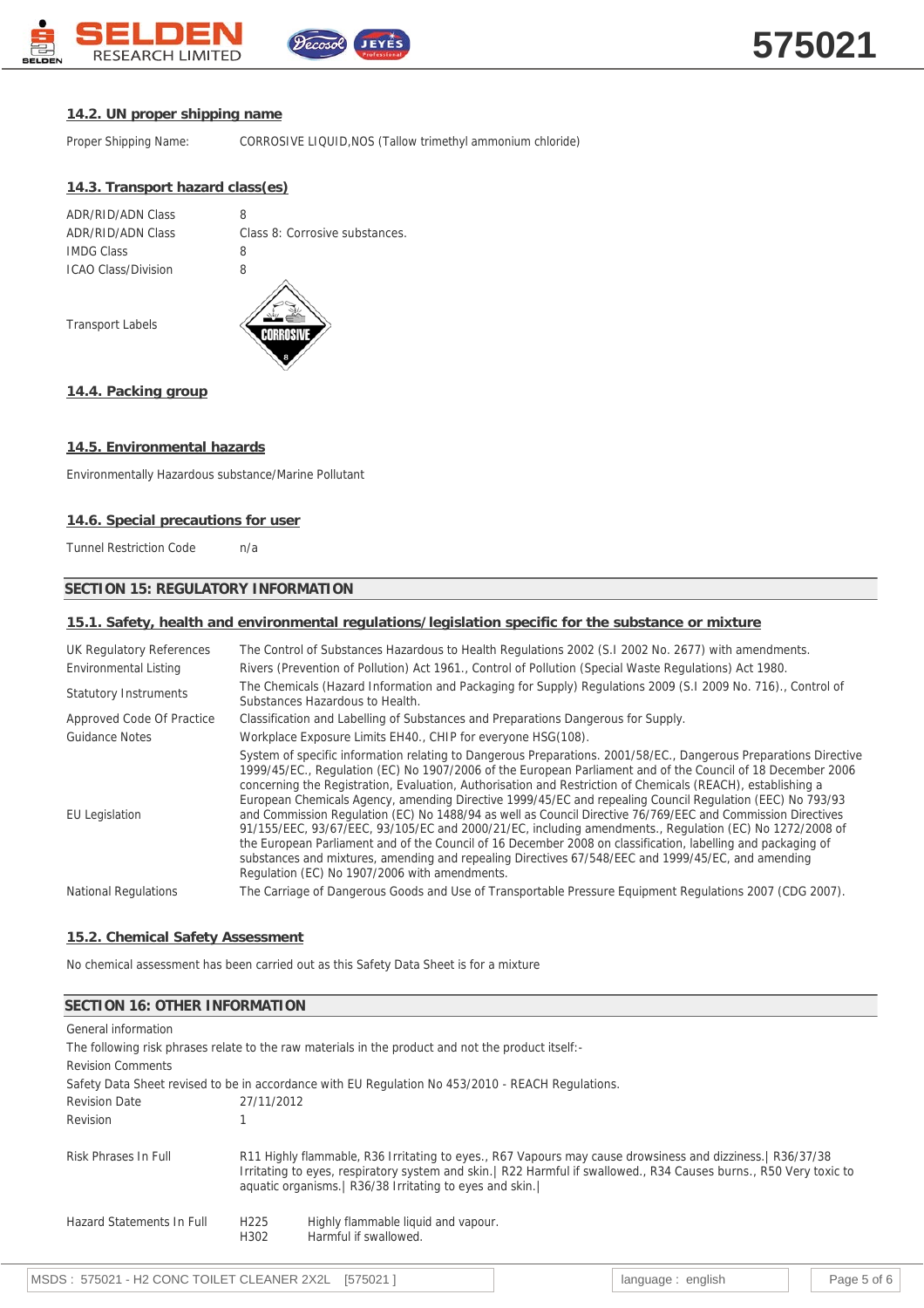### 14.2. UN proper shipping name

| | |
|---|---|
| Proper Shipping Name: | CORROSIVE LIQUID,NOS (Tallow trimethyl ammonium chloride) |

### 14.3. Transport hazard class(es)

| | |
|---|---|
| ADR/RID/ADN Class | 8 |
| ADR/RID/ADN Class | Class 8: Corrosive substances. |
| IMDG Class | 8 |
| ICAO Class/Division | 8 |
| Transport Labels | CORROSIVE 8 |

### 14.4. Packing group

### 14.5. Environmental hazards

Environmentally Hazardous substance/Marine Pollutant

### 14.6. Special precautions for user

| | |
|---|---|
| Tunnel Restriction Code | n/a |

## SECTION 15: REGULATORY INFORMATION

### 15.1. Safety, health and environmental regulations/legislation specific for the substance or mixture

| | |
|---|---|
| UK Regulatory References | The Control of Substances Hazardous to Health Regulations 2002 (S.I 2002 No. 2677) with amendments. |
| Environmental Listing | Rivers (Prevention of Pollution) Act 1961., Control of Pollution (Special Waste Regulations) Act 1980. |
| Statutory Instruments | The Chemicals (Hazard Information and Packaging for Supply) Regulations 2009 (S.I 2009 No. 716)., Control of Substances Hazardous to Health. |
| Approved Code Of Practice | Classification and Labelling of Substances and Preparations Dangerous for Supply. |
| Guidance Notes | Workplace Exposure Limits EH40., CHIP for everyone HSG(108). |
| EU Legislation | System of specific information relating to Dangerous Preparations. 2001/58/EC., Dangerous Preparations Directive 1999/45/EC., Regulation (EC) No 1907/2006 of the European Parliament and of the Council of 18 December 2006 concerning the Registration, Evaluation, Authorisation and Restriction of Chemicals (REACH), establishing a European Chemicals Agency, amending Directive 1999/45/EC and repealing Council Regulation (EEC) No 793/93 and Commission Regulation (EC) No 1488/94 as well as Council Directive 76/769/EEC and Commission Directives 91/155/EEC, 93/67/EEC, 93/105/EC and 2000/21/EC, including amendments., Regulation (EC) No 1272/2008 of the European Parliament and of the Council of 16 December 2008 on classification, labelling and packaging of substances and mixtures, amending and repealing Directives 67/548/EEC and 1999/45/EC, and amending Regulation (EC) No 1907/2006 with amendments. |
| National Regulations | The Carriage of Dangerous Goods and Use of Transportable Pressure Equipment Regulations 2007 (CDG 2007). |

### 15.2. Chemical Safety Assessment

No chemical assessment has been carried out as this Safety Data Sheet is for a mixture

## SECTION 16: OTHER INFORMATION

General information

The following risk phrases relate to the raw materials in the product and not the product itself:-

Revision Comments

Safety Data Sheet revised to be in accordance with EU Regulation No 453/2010 - REACH Regulations.

| | |
|---|---|
| Revision Date | 27/11/2012 |
| Revision | 1 |
| Risk Phrases In Full | R11 Highly flammable, R36 Irritating to eyes., R67 Vapours may cause drowsiness and dizziness.\| R36/37/38 Irritating to eyes, respiratory system and skin.\| R22 Harmful if swallowed., R34 Causes burns., R50 Very toxic to aquatic organisms.\| R36/38 Irritating to eyes and skin.\| |

| | | |
|---|---|---|
| Hazard Statements In Full | H225 | Highly flammable liquid and vapour. |
| | H302 | Harmful if swallowed. |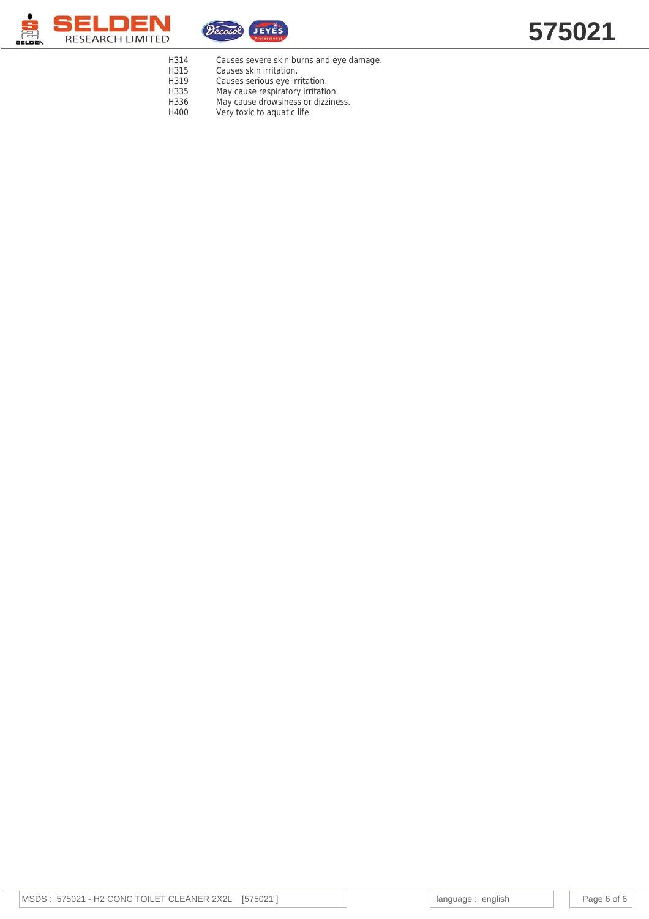| | |
|---|---|
| H314 | Causes severe skin burns and eye damage. |
| H315 | Causes skin irritation. |
| H319 | Causes serious eye irritation. |
| H335 | May cause respiratory irritation. |
| H336 | May cause drowsiness or dizziness. |
| H400 | Very toxic to aquatic life. |